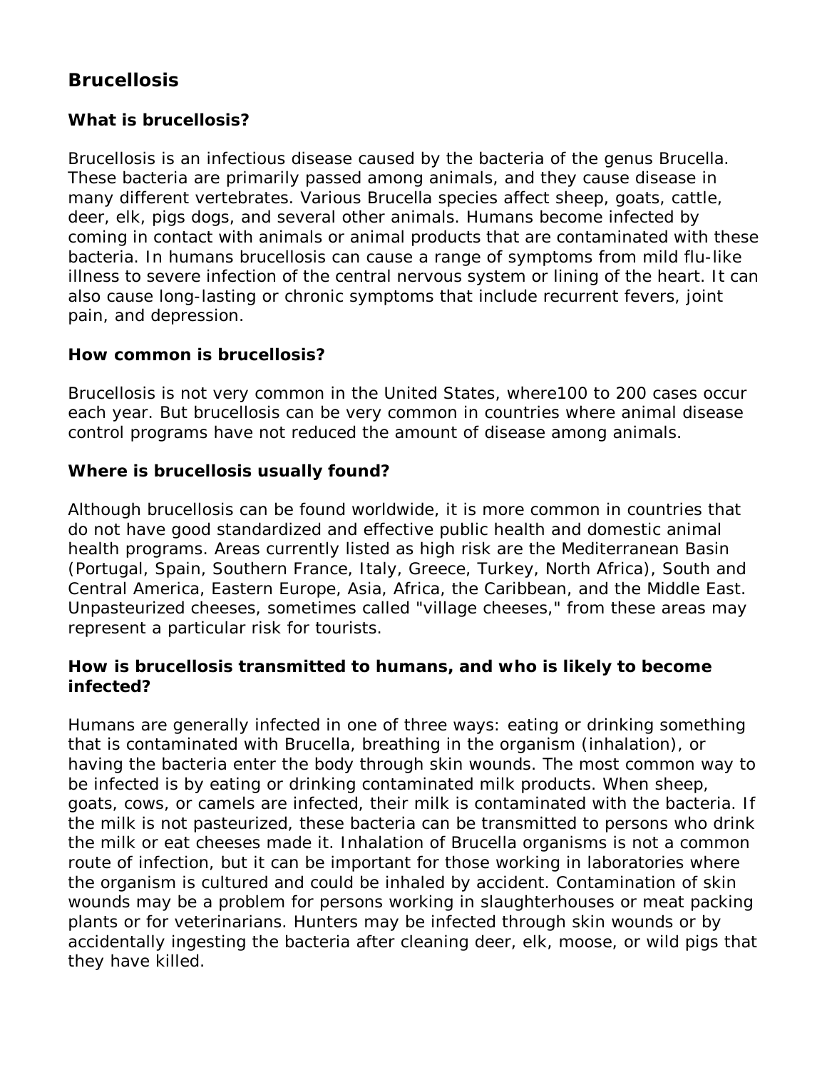# Brucellosis

## What is brucellosis?

Brucellosis is an infectious disease caused by the bacteria of the genus Brucella. These bacteria are primarily passed among animals, and they cause disease in many different vertebrates. Various Brucella species affect sheep, goats, cattle, deer, elk, pigs dogs, and several other animals. Humans become infected by coming in contact with animals or animal products that are contaminated with these bacteria. In humans brucellosis can cause a range of symptoms from mild flu-like illness to severe infection of the central nervous system or lining of the heart. It can also cause long-lasting or chronic symptoms that include recurrent fevers, joint pain, and depression.

## How common is brucellosis?

Brucellosis is not very common in the United States, where100 to 200 cases occur each year. But brucellosis can be very common in countries where animal disease control programs have not reduced the amount of disease among animals.

## Where is brucellosis usually found?

Although brucellosis can be found worldwide, it is more common in countries that do not have good standardized and effective public health and domestic animal health programs. Areas currently listed as high risk are the Mediterranean Basin (Portugal, Spain, Southern France, Italy, Greece, Turkey, North Africa), South and Central America, Eastern Europe, Asia, Africa, the Caribbean, and the Middle East. Unpasteurized cheeses, sometimes called "village cheeses," from these areas may represent a particular risk for tourists.

## How is brucellosis transmitted to humans, and who is likely to become infected?

Humans are generally infected in one of three ways: eating or drinking something that is contaminated with Brucella, breathing in the organism (inhalation), or having the bacteria enter the body through skin wounds. The most common way to be infected is by eating or drinking contaminated milk products. When sheep, goats, cows, or camels are infected, their milk is contaminated with the bacteria. If the milk is not pasteurized, these bacteria can be transmitted to persons who drink the milk or eat cheeses made it. Inhalation of Brucella organisms is not a common route of infection, but it can be important for those working in laboratories where the organism is cultured and could be inhaled by accident. Contamination of skin wounds may be a problem for persons working in slaughterhouses or meat packing plants or for veterinarians. Hunters may be infected through skin wounds or by accidentally ingesting the bacteria after cleaning deer, elk, moose, or wild pigs that they have killed.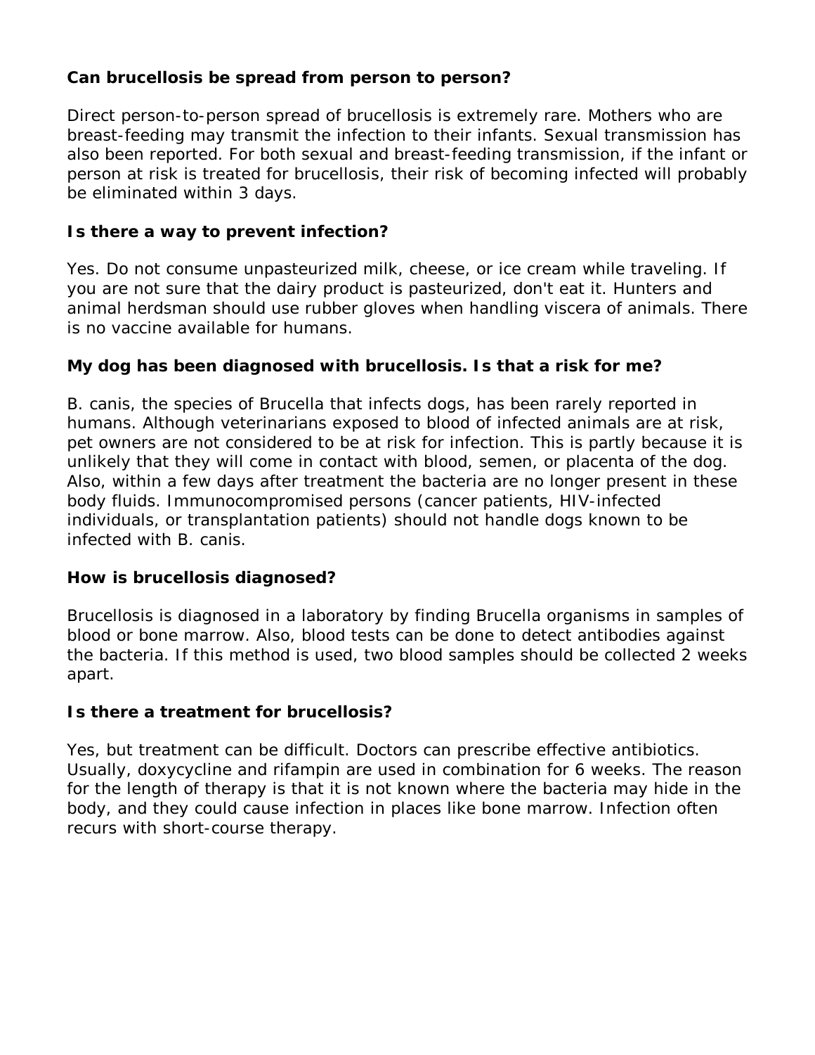### Can brucellosis be spread from person to person?

Direct person-to-person spread of brucellosis is extremely rare. Mothers who are breast-feeding may transmit the infection to their infants. Sexual transmission has also been reported. For both sexual and breast-feeding transmission, if the infant or person at risk is treated for brucellosis, their risk of becoming infected will probably be eliminated within 3 days.

### Is there a way to prevent infection?

Yes. Do not consume unpasteurized milk, cheese, or ice cream while traveling. If you are not sure that the dairy product is pasteurized, don't eat it. Hunters and animal herdsman should use rubber gloves when handling viscera of animals. There is no vaccine available for humans.

### My dog has been diagnosed with brucellosis. Is that a risk for me?

B. canis, the species of Brucella that infects dogs, has been rarely reported in humans. Although veterinarians exposed to blood of infected animals are at risk, pet owners are not considered to be at risk for infection. This is partly because it is unlikely that they will come in contact with blood, semen, or placenta of the dog. Also, within a few days after treatment the bacteria are no longer present in these body fluids. Immunocompromised persons (cancer patients, HIV-infected individuals, or transplantation patients) should not handle dogs known to be infected with B. canis.

### How is brucellosis diagnosed?

Brucellosis is diagnosed in a laboratory by finding Brucella organisms in samples of blood or bone marrow. Also, blood tests can be done to detect antibodies against the bacteria. If this method is used, two blood samples should be collected 2 weeks apart.

### Is there a treatment for brucellosis?

Yes, but treatment can be difficult. Doctors can prescribe effective antibiotics. Usually, doxycycline and rifampin are used in combination for 6 weeks. The reason for the length of therapy is that it is not known where the bacteria may hide in the body, and they could cause infection in places like bone marrow. Infection often recurs with short-course therapy.